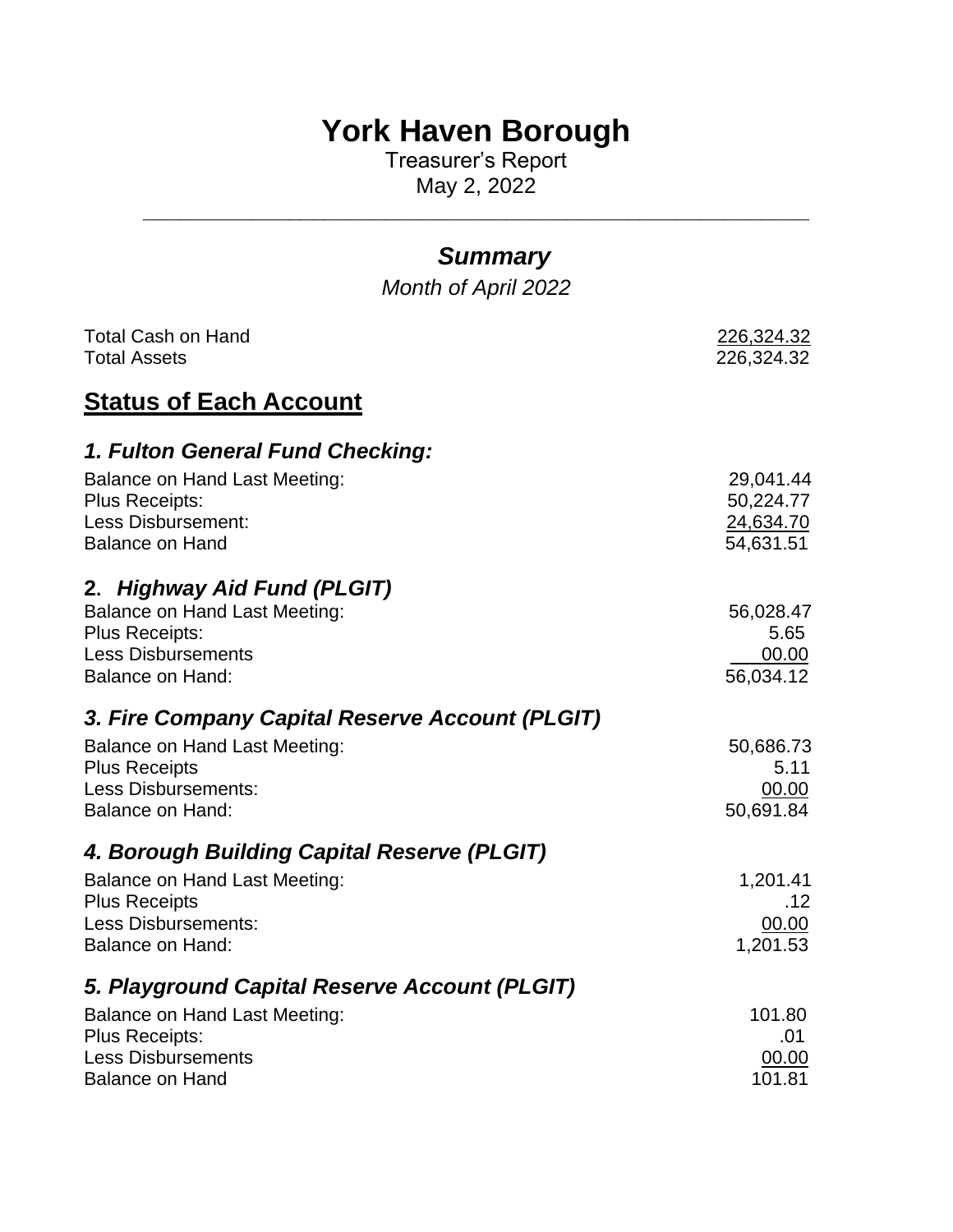# York Haven Borough

Treasurer's Report

May 2, 2022

---

## *Summary*

*Month of April 2022*

| | |
|---|---:|
| Total Cash on Hand | 226,324.32 |
| Total Assets | 226,324.32 |

## Status of Each Account

### *1. Fulton General Fund Checking:*

| | |
|---|---:|
| Balance on Hand Last Meeting: | 29,041.44 |
| Plus Receipts: | 50,224.77 |
| Less Disbursement: | 24,634.70 |
| Balance on Hand | 54,631.51 |

### 2. *Highway Aid Fund (PLGIT)*

| | |
|---|---:|
| Balance on Hand Last Meeting: | 56,028.47 |
| Plus Receipts: | 5.65 |
| Less Disbursements | 00.00 |
| Balance on Hand: | 56,034.12 |

### *3. Fire Company Capital Reserve Account (PLGIT)*

| | |
|---|---:|
| Balance on Hand Last Meeting: | 50,686.73 |
| Plus Receipts | 5.11 |
| Less Disbursements: | 00.00 |
| Balance on Hand: | 50,691.84 |

### *4. Borough Building Capital Reserve (PLGIT)*

| | |
|---|---:|
| Balance on Hand Last Meeting: | 1,201.41 |
| Plus Receipts | .12 |
| Less Disbursements: | 00.00 |
| Balance on Hand: | 1,201.53 |

### *5. Playground Capital Reserve Account (PLGIT)*

| | |
|---|---:|
| Balance on Hand Last Meeting: | 101.80 |
| Plus Receipts: | .01 |
| Less Disbursements | 00.00 |
| Balance on Hand | 101.81 |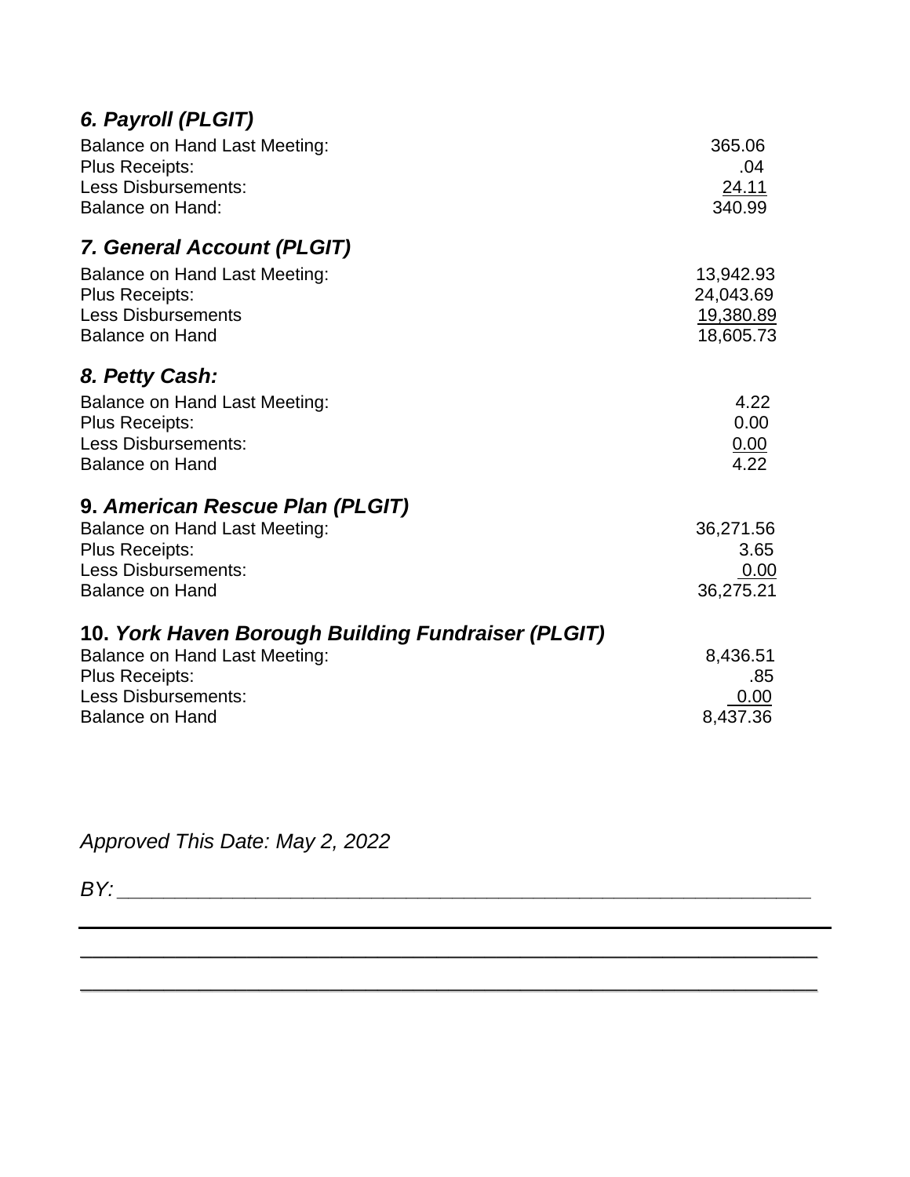### *6. Payroll (PLGIT)*

| | |
|---|---|
| Balance on Hand Last Meeting: | 365.06 |
| Plus Receipts: | .04 |
| Less Disbursements: | 24.11 |
| Balance on Hand: | 340.99 |

### *7. General Account (PLGIT)*

| | |
|---|---|
| Balance on Hand Last Meeting: | 13,942.93 |
| Plus Receipts: | 24,043.69 |
| Less Disbursements | 19,380.89 |
| Balance on Hand | 18,605.73 |

### *8. Petty Cash:*

| | |
|---|---|
| Balance on Hand Last Meeting: | 4.22 |
| Plus Receipts: | 0.00 |
| Less Disbursements: | 0.00 |
| Balance on Hand | 4.22 |

### 9. *American Rescue Plan (PLGIT)*

| | |
|---|---|
| Balance on Hand Last Meeting: | 36,271.56 |
| Plus Receipts: | 3.65 |
| Less Disbursements: | 0.00 |
| Balance on Hand | 36,275.21 |

### 10. *York Haven Borough Building Fundraiser (PLGIT)*

| | |
|---|---|
| Balance on Hand Last Meeting: | 8,436.51 |
| Plus Receipts: | .85 |
| Less Disbursements: | 0.00 |
| Balance on Hand | 8,437.36 |

*Approved This Date: May 2, 2022*

*BY:* ___________________________________________

___________________________________________

___________________________________________

___________________________________________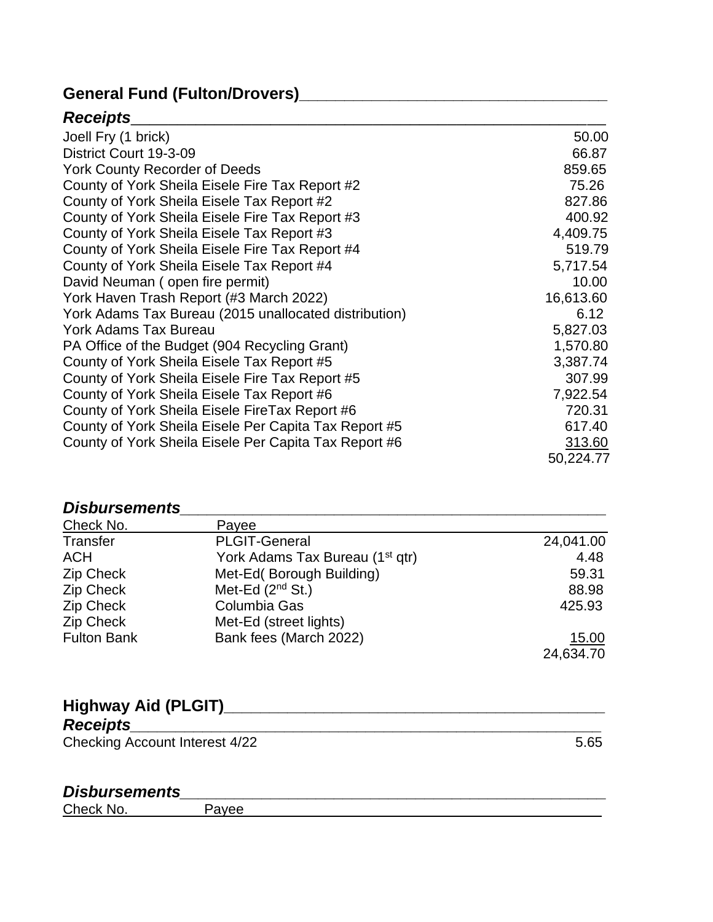## General Fund (Fulton/Drovers)

### *Receipts*

| | |
|---|---:|
| Joell Fry (1 brick) | 50.00 |
| District Court 19-3-09 | 66.87 |
| York County Recorder of Deeds | 859.65 |
| County of York Sheila Eisele Fire Tax Report #2 | 75.26 |
| County of York Sheila Eisele Tax Report #2 | 827.86 |
| County of York Sheila Eisele Fire Tax Report #3 | 400.92 |
| County of York Sheila Eisele Tax Report #3 | 4,409.75 |
| County of York Sheila Eisele Fire Tax Report #4 | 519.79 |
| County of York Sheila Eisele Tax Report #4 | 5,717.54 |
| David Neuman ( open fire permit) | 10.00 |
| York Haven Trash Report (#3 March 2022) | 16,613.60 |
| York Adams Tax Bureau (2015 unallocated distribution) | 6.12 |
| York Adams Tax Bureau | 5,827.03 |
| PA Office of the Budget (904 Recycling Grant) | 1,570.80 |
| County of York Sheila Eisele Tax Report #5 | 3,387.74 |
| County of York Sheila Eisele Fire Tax Report #5 | 307.99 |
| County of York Sheila Eisele Tax Report #6 | 7,922.54 |
| County of York Sheila Eisele FireTax Report #6 | 720.31 |
| County of York Sheila Eisele Per Capita Tax Report #5 | 617.40 |
| County of York Sheila Eisele Per Capita Tax Report #6 | 313.60 |
| | 50,224.77 |

### *Disbursements*

| Check No. | Payee | |
|---|---|---:|
| Transfer | PLGIT-General | 24,041.00 |
| ACH | York Adams Tax Bureau (1st qtr) | 4.48 |
| Zip Check | Met-Ed( Borough Building) | 59.31 |
| Zip Check | Met-Ed (2nd St.) | 88.98 |
| Zip Check | Columbia Gas | 425.93 |
| Zip Check | Met-Ed (street lights) | |
| Fulton Bank | Bank fees (March 2022) | 15.00 |
| | | 24,634.70 |

## Highway Aid (PLGIT)

### *Receipts*

| | |
|---|---:|
| Checking Account Interest 4/22 | 5.65 |

### *Disbursements*

| Check No. | Payee |
|---|---|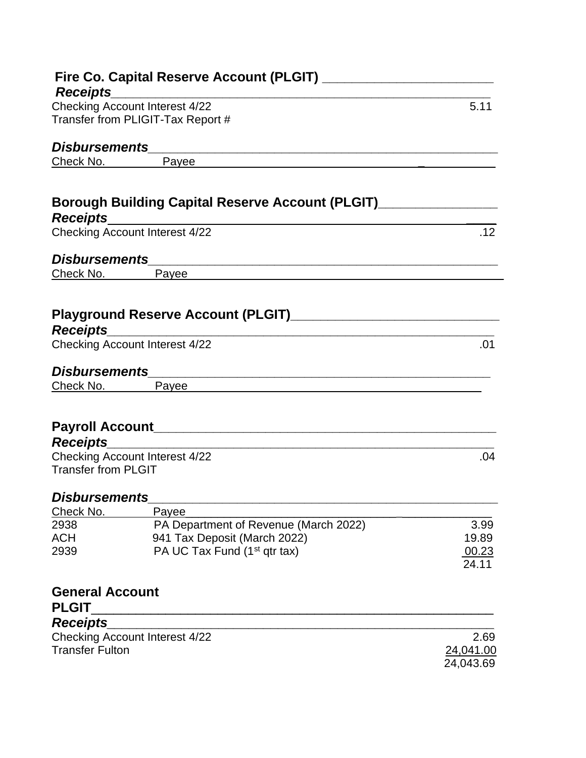## Fire Co. Capital Reserve Account (PLGIT)

***Receipts***

| | |
|---|---|
| Checking Account Interest 4/22 | 5.11 |
| Transfer from PLIGIT-Tax Report # | |

***Disbursements***

| Check No. | Payee | |
|---|---|---|

## Borough Building Capital Reserve Account (PLGIT)

***Receipts***

| | |
|---|---|
| Checking Account Interest 4/22 | .12 |

***Disbursements***

| Check No. | Payee | |
|---|---|---|

## Playground Reserve Account (PLGIT)

***Receipts***

| | |
|---|---|
| Checking Account Interest 4/22 | .01 |

***Disbursements***

| Check No. | Payee | |
|---|---|---|

## Payroll Account

***Receipts***

| | |
|---|---|
| Checking Account Interest 4/22 | .04 |
| Transfer from PLGIT | |

***Disbursements***

| Check No. | Payee | |
|---|---|---|
| 2938 | PA Department of Revenue (March 2022) | 3.99 |
| ACH | 941 Tax Deposit (March 2022) | 19.89 |
| 2939 | PA UC Tax Fund (1st qtr tax) | 00.23 |
| | | 24.11 |

## General Account

## PLGIT

***Receipts***

| | |
|---|---|
| Checking Account Interest 4/22 | 2.69 |
| Transfer Fulton | 24,041.00 |
| | 24,043.69 |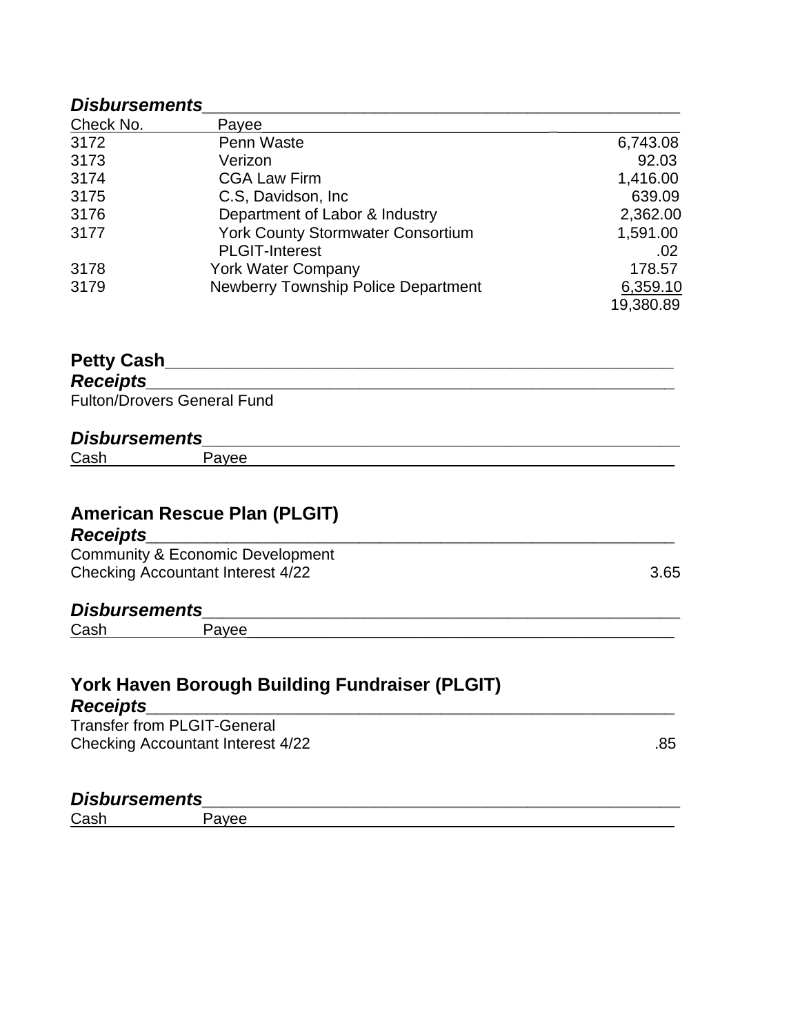***Disbursements***

| Check No. | Payee | |
|---|---|---|
| 3172 | Penn Waste | 6,743.08 |
| 3173 | Verizon | 92.03 |
| 3174 | CGA Law Firm | 1,416.00 |
| 3175 | C.S, Davidson, Inc | 639.09 |
| 3176 | Department of Labor & Industry | 2,362.00 |
| 3177 | York County Stormwater Consortium | 1,591.00 |
| | PLGIT-Interest | .02 |
| 3178 | York Water Company | 178.57 |
| 3179 | Newberry Township Police Department | 6,359.10 |
| | | 19,380.89 |

**Petty Cash**

***Receipts***

Fulton/Drovers General Fund

***Disbursements***

Cash Payee

## American Rescue Plan (PLGIT)

***Receipts***

| | |
|---|---|
| Community & Economic Development | |
| Checking Accountant Interest 4/22 | 3.65 |

***Disbursements***

Cash Payee

## York Haven Borough Building Fundraiser (PLGIT)

***Receipts***

| | |
|---|---|
| Transfer from PLGIT-General | |
| Checking Accountant Interest 4/22 | .85 |

***Disbursements***

Cash Payee